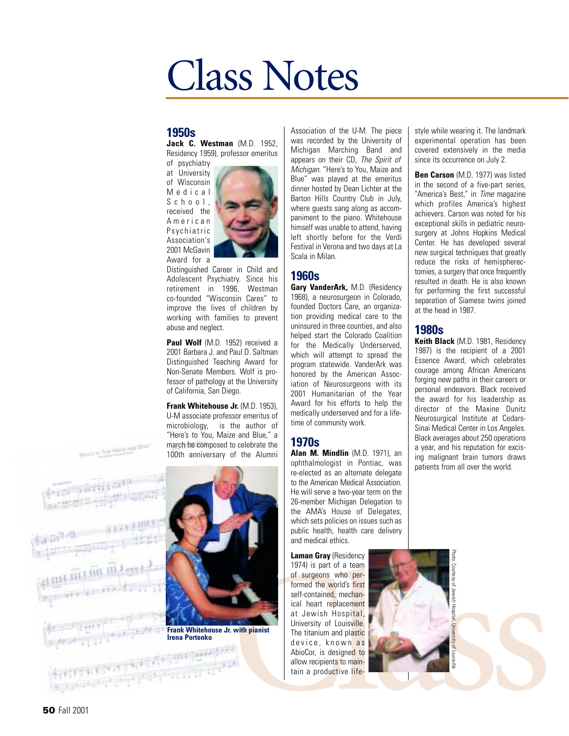# Class Notes

## 1950s

**Jack C. Westman** (M.D. 1952, Residency 1959), professor emeritus of psychiatry at University of Wisconsin Medical School, received the American Psychiatric Association's 2001 McGavin Award for a Distinguished Career in Child and Adolescent Psychiatry. Since his retirement in 1996, Westman co-founded "Wisconsin Cares" to improve the lives of children by working with families to prevent abuse and neglect.

**Paul Wolf** (M.D. 1952) received a 2001 Barbara J. and Paul D. Saltman Distinguished Teaching Award for Non-Senate Members. Wolf is professor of pathology at the University of California, San Diego.

**Frank Whitehouse Jr.** (M.D. 1953), U-M associate professor emeritus of microbiology, is the author of "Here's to You, Maize and Blue," a march he composed to celebrate the 100th anniversary of the Alumni Association of the U-M. The piece was recorded by the University of Michigan Marching Band and appears on their CD, *The Spirit of Michigan*. "Here's to You, Maize and Blue" was played at the emeritus dinner hosted by Dean Lichter at the Barton Hills Country Club in July, where guests sang along as accompaniment to the piano. Whitehouse himself was unable to attend, having left shortly before for the Verdi Festival in Verona and two days at La Scala in Milan.

**Frank Whitehouse Jr. with pianist Irena Portenko**

## 1960s

**Gary VanderArk,** M.D. (Residency 1968), a neurosurgeon in Colorado, founded Doctors Care, an organization providing medical care to the uninsured in three counties, and also helped start the Colorado Coalition for the Medically Underserved, which will attempt to spread the program statewide. VanderArk was honored by the American Association of Neurosurgeons with its 2001 Humanitarian of the Year Award for his efforts to help the medically underserved and for a lifetime of community work.

## 1970s

**Alan M. Mindlin** (M.D. 1971), an ophthalmologist in Pontiac, was re-elected as an alternate delegate to the American Medical Association. He will serve a two-year term on the 26-member Michigan Delegation to the AMA's House of Delegates, which sets policies on issues such as public health, health care delivery and medical ethics.

**Laman Gray** (Residency 1974) is part of a team of surgeons who performed the world's first self-contained, mechanical heart replacement at Jewish Hospital, University of Louisville. The titanium and plastic device, known as AbioCor, is designed to allow recipients to maintain a productive lifestyle while wearing it. The landmark experimental operation has been covered extensively in the media since its occurrence on July 2.

Photo: Courtesy of Jewish Hospital, University of Louisville

**Ben Carson** (M.D. 1977) was listed in the second of a five-part series, "America's Best," in *Time* magazine which profiles America's highest achievers. Carson was noted for his exceptional skills in pediatric neurosurgery at Johns Hopkins Medical Center. He has developed several new surgical techniques that greatly reduce the risks of hemispherectomies, a surgery that once frequently resulted in death. He is also known for performing the first successful separation of Siamese twins joined at the head in 1987.

## 1980s

**Keith Black** (M.D. 1981, Residency 1987) is the recipient of a 2001 Essence Award, which celebrates courage among African Americans forging new paths in their careers or personal endeavors. Black received the award for his leadership as director of the Maxine Dunitz Neurosurgical Institute at Cedars-Sinai Medical Center in Los Angeles. Black averages about 250 operations a year, and his reputation for excising malignant brain tumors draws patients from all over the world.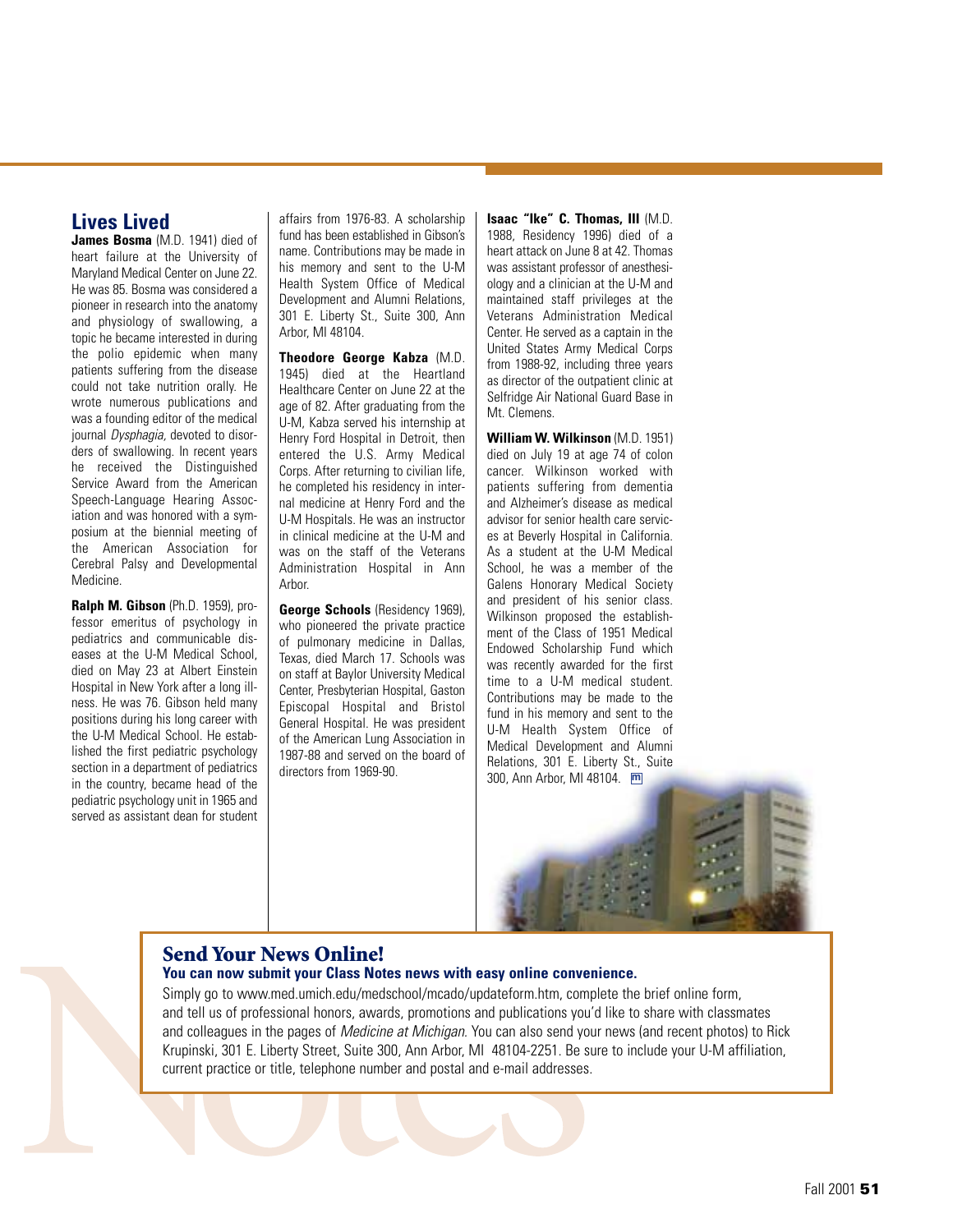## Lives Lived

**James Bosma** (M.D. 1941) died of heart failure at the University of Maryland Medical Center on June 22. He was 85. Bosma was considered a pioneer in research into the anatomy and physiology of swallowing, a topic he became interested in during the polio epidemic when many patients suffering from the disease could not take nutrition orally. He wrote numerous publications and was a founding editor of the medical journal *Dysphagia,* devoted to disorders of swallowing. In recent years he received the Distinguished Service Award from the American Speech-Language Hearing Association and was honored with a symposium at the biennial meeting of the American Association for Cerebral Palsy and Developmental Medicine.

**Ralph M. Gibson** (Ph.D. 1959), professor emeritus of psychology in pediatrics and communicable diseases at the U-M Medical School, died on May 23 at Albert Einstein Hospital in New York after a long illness. He was 76. Gibson held many positions during his long career with the U-M Medical School. He established the first pediatric psychology section in a department of pediatrics in the country, became head of the pediatric psychology unit in 1965 and served as assistant dean for student affairs from 1976-83. A scholarship fund has been established in Gibson's name. Contributions may be made in his memory and sent to the U-M Health System Office of Medical Development and Alumni Relations, 301 E. Liberty St., Suite 300, Ann Arbor, MI 48104.

**Theodore George Kabza** (M.D. 1945) died at the Heartland Healthcare Center on June 22 at the age of 82. After graduating from the U-M, Kabza served his internship at Henry Ford Hospital in Detroit, then entered the U.S. Army Medical Corps. After returning to civilian life, he completed his residency in internal medicine at Henry Ford and the U-M Hospitals. He was an instructor in clinical medicine at the U-M and was on the staff of the Veterans Administration Hospital in Ann Arbor.

**George Schools** (Residency 1969), who pioneered the private practice of pulmonary medicine in Dallas, Texas, died March 17. Schools was on staff at Baylor University Medical Center, Presbyterian Hospital, Gaston Episcopal Hospital and Bristol General Hospital. He was president of the American Lung Association in 1987-88 and served on the board of directors from 1969-90.

**Isaac "Ike" C. Thomas, III** (M.D. 1988, Residency 1996) died of a heart attack on June 8 at 42. Thomas was assistant professor of anesthesiology and a clinician at the U-M and maintained staff privileges at the Veterans Administration Medical Center. He served as a captain in the United States Army Medical Corps from 1988-92, including three years as director of the outpatient clinic at Selfridge Air National Guard Base in Mt. Clemens.

**William W. Wilkinson** (M.D. 1951) died on July 19 at age 74 of colon cancer. Wilkinson worked with patients suffering from dementia and Alzheimer's disease as medical advisor for senior health care services at Beverly Hospital in California. As a student at the U-M Medical School, he was a member of the Galens Honorary Medical Society and president of his senior class. Wilkinson proposed the establishment of the Class of 1951 Medical Endowed Scholarship Fund which was recently awarded for the first time to a U-M medical student. Contributions may be made to the fund in his memory and sent to the U-M Health System Office of Medical Development and Alumni Relations, 301 E. Liberty St., Suite 300, Ann Arbor, MI 48104.

## Send Your News Online!

**You can now submit your Class Notes news with easy online convenience.**

Simply go to www.med.umich.edu/medschool/mcado/updateform.htm, complete the brief online form, and tell us of professional honors, awards, promotions and publications you'd like to share with classmates and colleagues in the pages of *Medicine at Michigan*. You can also send your news (and recent photos) to Rick Krupinski, 301 E. Liberty Street, Suite 300, Ann Arbor, MI 48104-2251. Be sure to include your U-M affiliation, current practice or title, telephone number and postal and e-mail addresses.